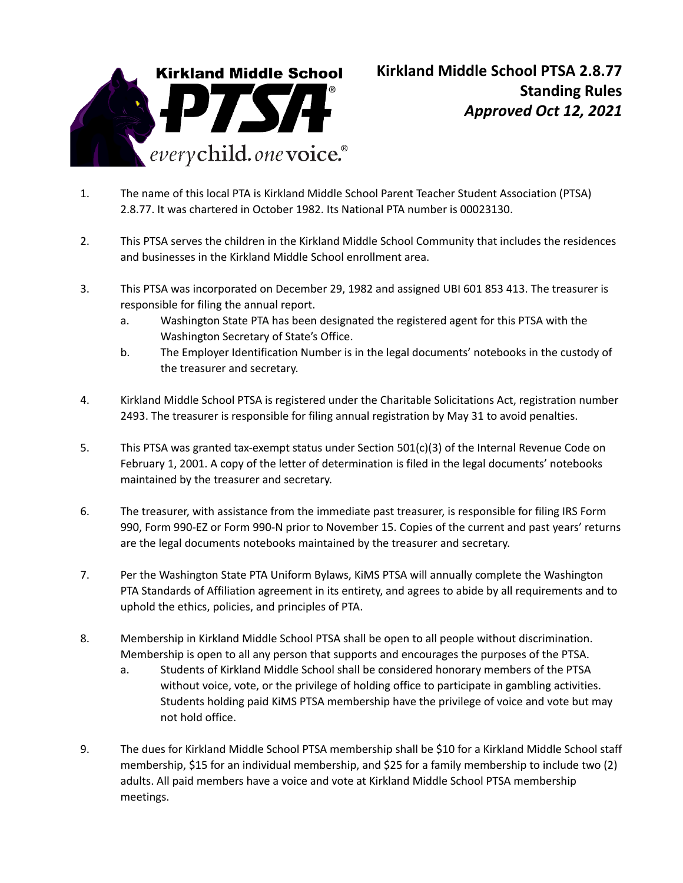# Kirkland Middle School PTSA 2.8.77 Standing Rules

***Approved Oct 12, 2021***

1. The name of this local PTA is Kirkland Middle School Parent Teacher Student Association (PTSA) 2.8.77. It was chartered in October 1982. Its National PTA number is 00023130.

2. This PTSA serves the children in the Kirkland Middle School Community that includes the residences and businesses in the Kirkland Middle School enrollment area.

3. This PTSA was incorporated on December 29, 1982 and assigned UBI 601 853 413. The treasurer is responsible for filing the annual report.
   a. Washington State PTA has been designated the registered agent for this PTSA with the Washington Secretary of State's Office.
   b. The Employer Identification Number is in the legal documents' notebooks in the custody of the treasurer and secretary.

4. Kirkland Middle School PTSA is registered under the Charitable Solicitations Act, registration number 2493. The treasurer is responsible for filing annual registration by May 31 to avoid penalties.

5. This PTSA was granted tax-exempt status under Section 501(c)(3) of the Internal Revenue Code on February 1, 2001. A copy of the letter of determination is filed in the legal documents' notebooks maintained by the treasurer and secretary.

6. The treasurer, with assistance from the immediate past treasurer, is responsible for filing IRS Form 990, Form 990-EZ or Form 990-N prior to November 15. Copies of the current and past years' returns are the legal documents notebooks maintained by the treasurer and secretary.

7. Per the Washington State PTA Uniform Bylaws, KiMS PTSA will annually complete the Washington PTA Standards of Affiliation agreement in its entirety, and agrees to abide by all requirements and to uphold the ethics, policies, and principles of PTA.

8. Membership in Kirkland Middle School PTSA shall be open to all people without discrimination. Membership is open to all any person that supports and encourages the purposes of the PTSA.
   a. Students of Kirkland Middle School shall be considered honorary members of the PTSA without voice, vote, or the privilege of holding office to participate in gambling activities. Students holding paid KiMS PTSA membership have the privilege of voice and vote but may not hold office.

9. The dues for Kirkland Middle School PTSA membership shall be $10 for a Kirkland Middle School staff membership, $15 for an individual membership, and $25 for a family membership to include two (2) adults. All paid members have a voice and vote at Kirkland Middle School PTSA membership meetings.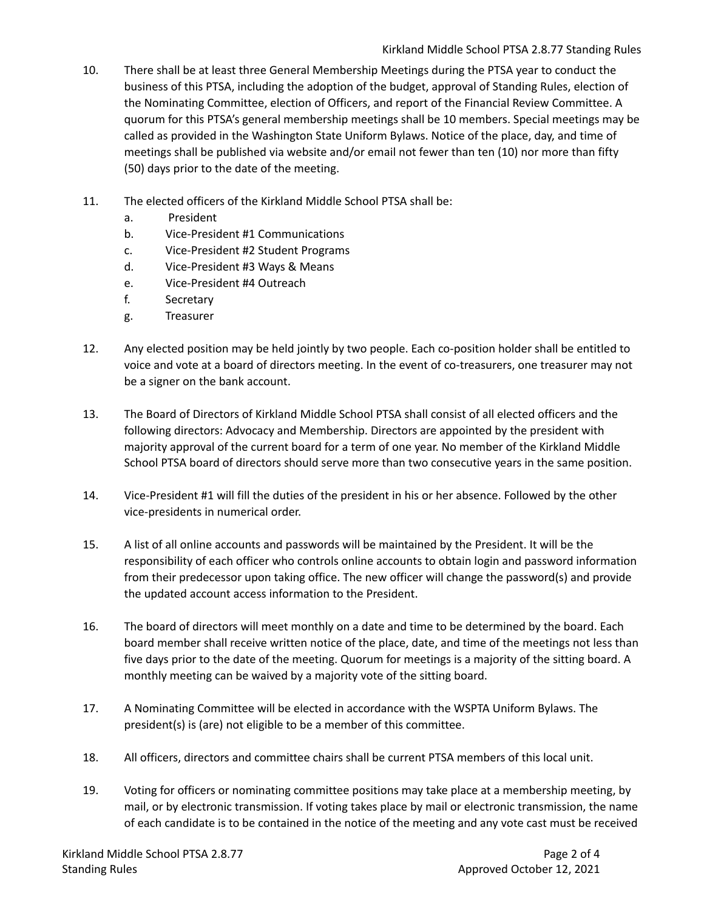10. There shall be at least three General Membership Meetings during the PTSA year to conduct the business of this PTSA, including the adoption of the budget, approval of Standing Rules, election of the Nominating Committee, election of Officers, and report of the Financial Review Committee. A quorum for this PTSA's general membership meetings shall be 10 members. Special meetings may be called as provided in the Washington State Uniform Bylaws. Notice of the place, day, and time of meetings shall be published via website and/or email not fewer than ten (10) nor more than fifty (50) days prior to the date of the meeting.

11. The elected officers of the Kirkland Middle School PTSA shall be:
    a. President
    b. Vice-President #1 Communications
    c. Vice-President #2 Student Programs
    d. Vice-President #3 Ways & Means
    e. Vice-President #4 Outreach
    f. Secretary
    g. Treasurer

12. Any elected position may be held jointly by two people. Each co-position holder shall be entitled to voice and vote at a board of directors meeting. In the event of co-treasurers, one treasurer may not be a signer on the bank account.

13. The Board of Directors of Kirkland Middle School PTSA shall consist of all elected officers and the following directors: Advocacy and Membership. Directors are appointed by the president with majority approval of the current board for a term of one year. No member of the Kirkland Middle School PTSA board of directors should serve more than two consecutive years in the same position.

14. Vice-President #1 will fill the duties of the president in his or her absence. Followed by the other vice-presidents in numerical order.

15. A list of all online accounts and passwords will be maintained by the President. It will be the responsibility of each officer who controls online accounts to obtain login and password information from their predecessor upon taking office. The new officer will change the password(s) and provide the updated account access information to the President.

16. The board of directors will meet monthly on a date and time to be determined by the board. Each board member shall receive written notice of the place, date, and time of the meetings not less than five days prior to the date of the meeting. Quorum for meetings is a majority of the sitting board. A monthly meeting can be waived by a majority vote of the sitting board.

17. A Nominating Committee will be elected in accordance with the WSPTA Uniform Bylaws. The president(s) is (are) not eligible to be a member of this committee.

18. All officers, directors and committee chairs shall be current PTSA members of this local unit.

19. Voting for officers or nominating committee positions may take place at a membership meeting, by mail, or by electronic transmission. If voting takes place by mail or electronic transmission, the name of each candidate is to be contained in the notice of the meeting and any vote cast must be received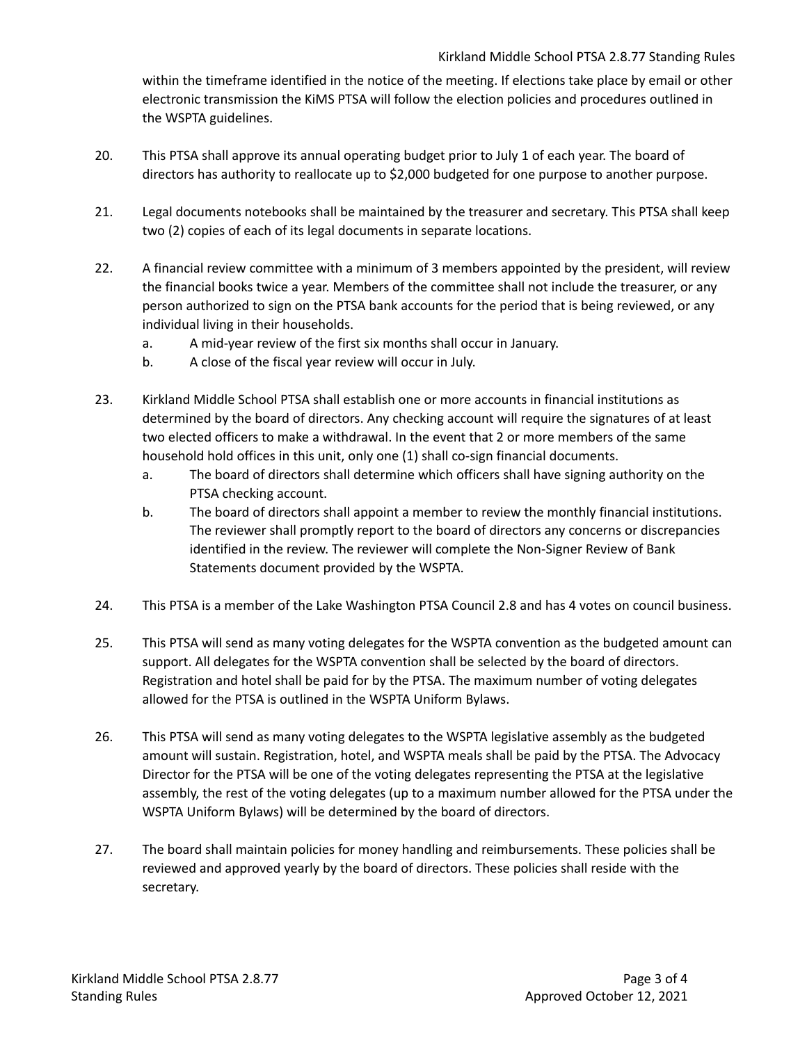within the timeframe identified in the notice of the meeting. If elections take place by email or other electronic transmission the KiMS PTSA will follow the election policies and procedures outlined in the WSPTA guidelines.

20. This PTSA shall approve its annual operating budget prior to July 1 of each year. The board of directors has authority to reallocate up to $2,000 budgeted for one purpose to another purpose.

21. Legal documents notebooks shall be maintained by the treasurer and secretary. This PTSA shall keep two (2) copies of each of its legal documents in separate locations.

22. A financial review committee with a minimum of 3 members appointed by the president, will review the financial books twice a year. Members of the committee shall not include the treasurer, or any person authorized to sign on the PTSA bank accounts for the period that is being reviewed, or any individual living in their households.
    a. A mid-year review of the first six months shall occur in January.
    b. A close of the fiscal year review will occur in July.

23. Kirkland Middle School PTSA shall establish one or more accounts in financial institutions as determined by the board of directors. Any checking account will require the signatures of at least two elected officers to make a withdrawal. In the event that 2 or more members of the same household hold offices in this unit, only one (1) shall co-sign financial documents.
    a. The board of directors shall determine which officers shall have signing authority on the PTSA checking account.
    b. The board of directors shall appoint a member to review the monthly financial institutions. The reviewer shall promptly report to the board of directors any concerns or discrepancies identified in the review. The reviewer will complete the Non-Signer Review of Bank Statements document provided by the WSPTA.

24. This PTSA is a member of the Lake Washington PTSA Council 2.8 and has 4 votes on council business.

25. This PTSA will send as many voting delegates for the WSPTA convention as the budgeted amount can support. All delegates for the WSPTA convention shall be selected by the board of directors. Registration and hotel shall be paid for by the PTSA. The maximum number of voting delegates allowed for the PTSA is outlined in the WSPTA Uniform Bylaws.

26. This PTSA will send as many voting delegates to the WSPTA legislative assembly as the budgeted amount will sustain. Registration, hotel, and WSPTA meals shall be paid by the PTSA. The Advocacy Director for the PTSA will be one of the voting delegates representing the PTSA at the legislative assembly, the rest of the voting delegates (up to a maximum number allowed for the PTSA under the WSPTA Uniform Bylaws) will be determined by the board of directors.

27. The board shall maintain policies for money handling and reimbursements. These policies shall be reviewed and approved yearly by the board of directors. These policies shall reside with the secretary.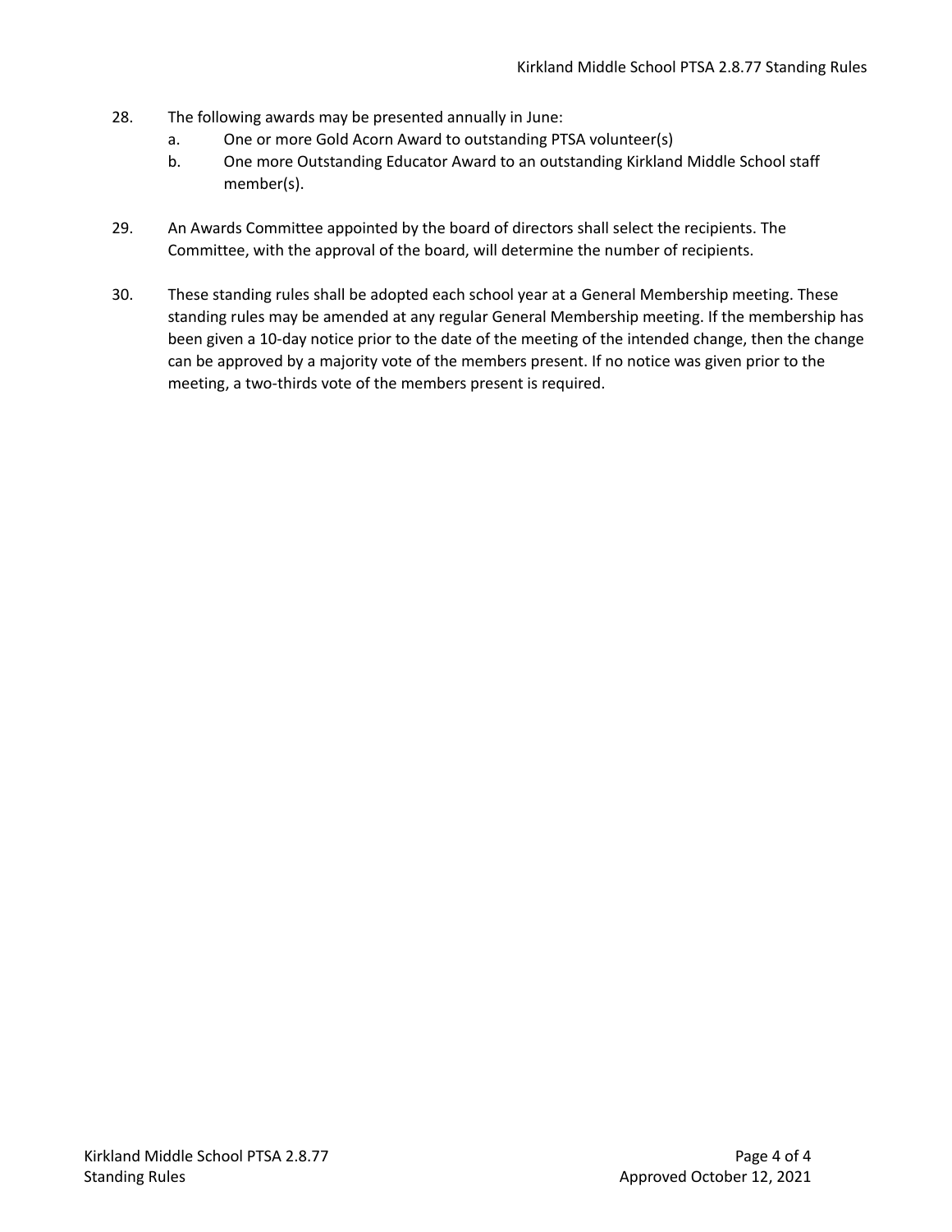28. The following awards may be presented annually in June:
    a. One or more Gold Acorn Award to outstanding PTSA volunteer(s)
    b. One more Outstanding Educator Award to an outstanding Kirkland Middle School staff member(s).

29. An Awards Committee appointed by the board of directors shall select the recipients. The Committee, with the approval of the board, will determine the number of recipients.

30. These standing rules shall be adopted each school year at a General Membership meeting. These standing rules may be amended at any regular General Membership meeting. If the membership has been given a 10-day notice prior to the date of the meeting of the intended change, then the change can be approved by a majority vote of the members present. If no notice was given prior to the meeting, a two-thirds vote of the members present is required.